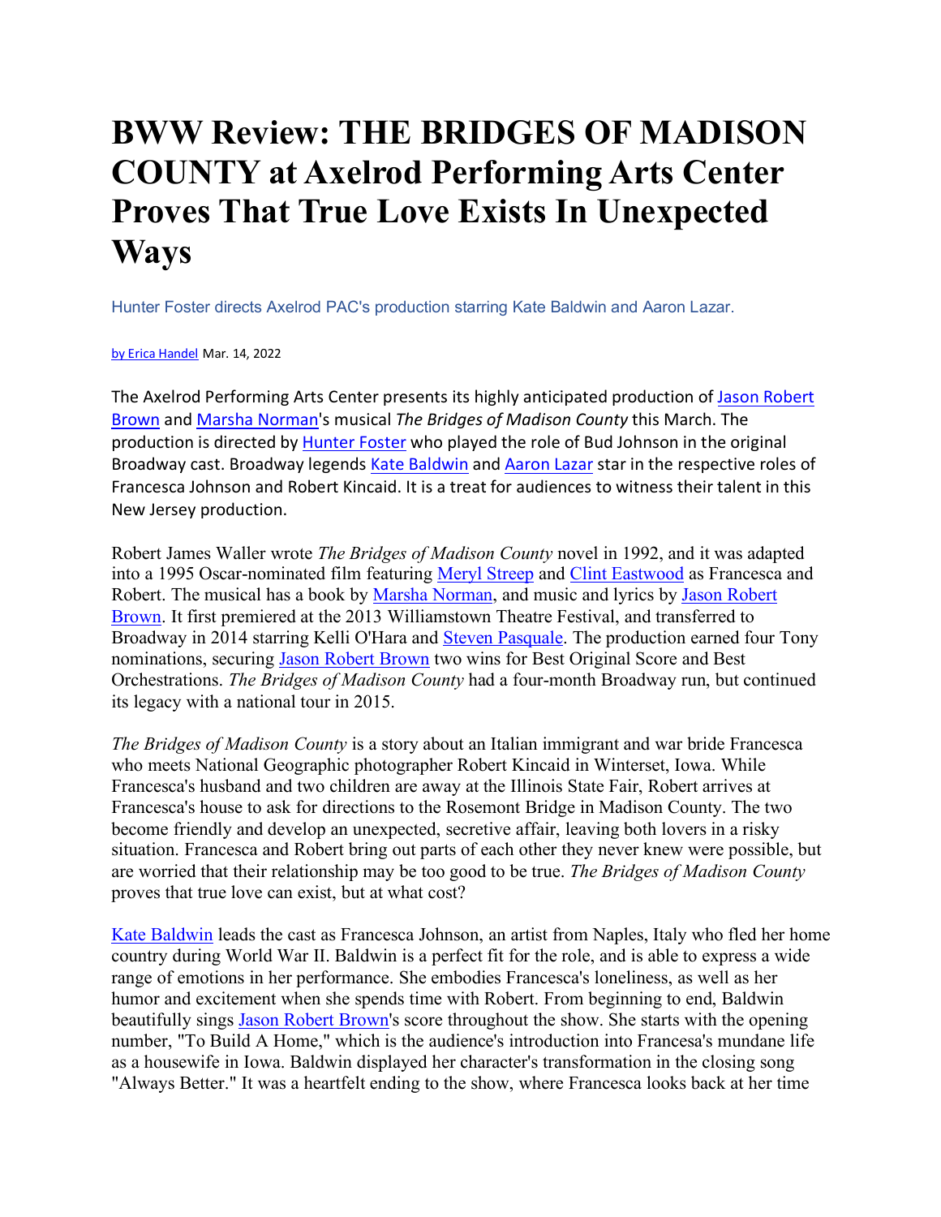# BWW Review: THE BRIDGES OF MADISON COUNTY at Axelrod Performing Arts Center Proves That True Love Exists In Unexpected Ways

Hunter Foster directs Axelrod PAC's production starring Kate Baldwin and Aaron Lazar.

by Erica Handel Mar. 14, 2022

The Axelrod Performing Arts Center presents its highly anticipated production of Jason Robert Brown and Marsha Norman's musical *The Bridges of Madison County* this March. The production is directed by Hunter Foster who played the role of Bud Johnson in the original Broadway cast. Broadway legends Kate Baldwin and Aaron Lazar star in the respective roles of Francesca Johnson and Robert Kincaid. It is a treat for audiences to witness their talent in this New Jersey production.

Robert James Waller wrote *The Bridges of Madison County* novel in 1992, and it was adapted into a 1995 Oscar-nominated film featuring Meryl Streep and Clint Eastwood as Francesca and Robert. The musical has a book by Marsha Norman, and music and lyrics by Jason Robert Brown. It first premiered at the 2013 Williamstown Theatre Festival, and transferred to Broadway in 2014 starring Kelli O'Hara and Steven Pasquale. The production earned four Tony nominations, securing Jason Robert Brown two wins for Best Original Score and Best Orchestrations. *The Bridges of Madison County* had a four-month Broadway run, but continued its legacy with a national tour in 2015.

*The Bridges of Madison County* is a story about an Italian immigrant and war bride Francesca who meets National Geographic photographer Robert Kincaid in Winterset, Iowa. While Francesca's husband and two children are away at the Illinois State Fair, Robert arrives at Francesca's house to ask for directions to the Rosemont Bridge in Madison County. The two become friendly and develop an unexpected, secretive affair, leaving both lovers in a risky situation. Francesca and Robert bring out parts of each other they never knew were possible, but are worried that their relationship may be too good to be true. *The Bridges of Madison County* proves that true love can exist, but at what cost?

Kate Baldwin leads the cast as Francesca Johnson, an artist from Naples, Italy who fled her home country during World War II. Baldwin is a perfect fit for the role, and is able to express a wide range of emotions in her performance. She embodies Francesca's loneliness, as well as her humor and excitement when she spends time with Robert. From beginning to end, Baldwin beautifully sings Jason Robert Brown's score throughout the show. She starts with the opening number, "To Build A Home," which is the audience's introduction into Francesa's mundane life as a housewife in Iowa. Baldwin displayed her character's transformation in the closing song "Always Better." It was a heartfelt ending to the show, where Francesca looks back at her time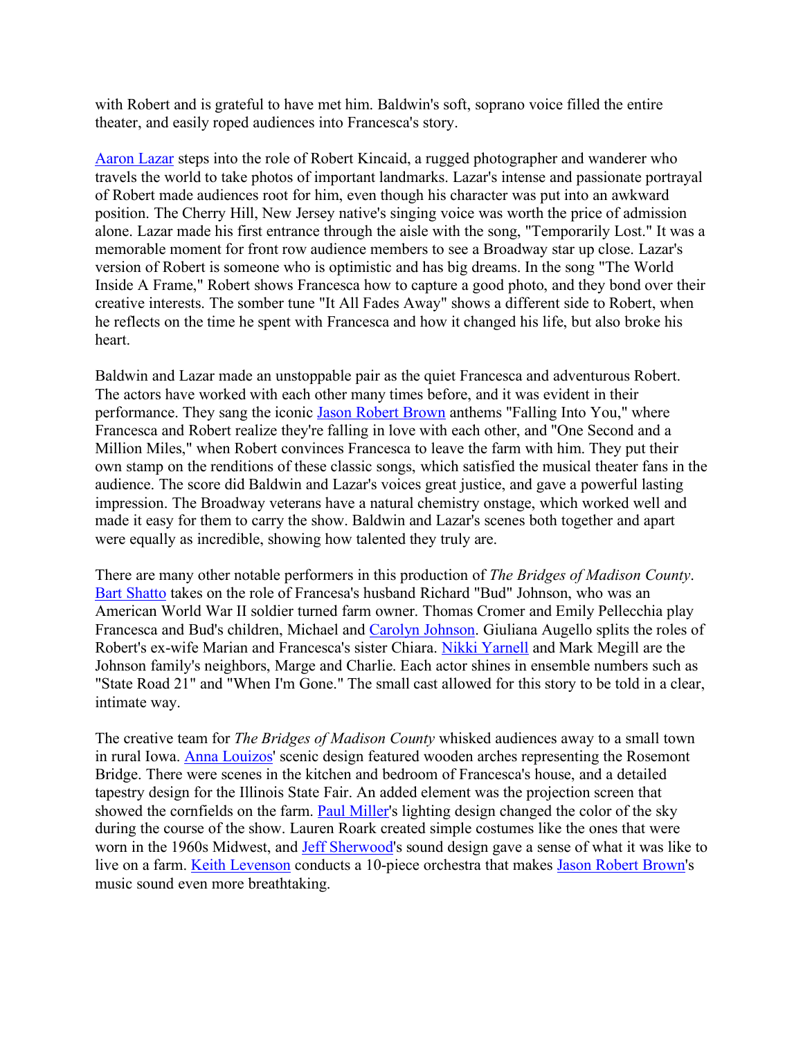with Robert and is grateful to have met him. Baldwin's soft, soprano voice filled the entire theater, and easily roped audiences into Francesca's story.

Aaron Lazar steps into the role of Robert Kincaid, a rugged photographer and wanderer who travels the world to take photos of important landmarks. Lazar's intense and passionate portrayal of Robert made audiences root for him, even though his character was put into an awkward position. The Cherry Hill, New Jersey native's singing voice was worth the price of admission alone. Lazar made his first entrance through the aisle with the song, "Temporarily Lost." It was a memorable moment for front row audience members to see a Broadway star up close. Lazar's version of Robert is someone who is optimistic and has big dreams. In the song "The World Inside A Frame," Robert shows Francesca how to capture a good photo, and they bond over their creative interests. The somber tune "It All Fades Away" shows a different side to Robert, when he reflects on the time he spent with Francesca and how it changed his life, but also broke his heart.

Baldwin and Lazar made an unstoppable pair as the quiet Francesca and adventurous Robert. The actors have worked with each other many times before, and it was evident in their performance. They sang the iconic Jason Robert Brown anthems "Falling Into You," where Francesca and Robert realize they're falling in love with each other, and "One Second and a Million Miles," when Robert convinces Francesca to leave the farm with him. They put their own stamp on the renditions of these classic songs, which satisfied the musical theater fans in the audience. The score did Baldwin and Lazar's voices great justice, and gave a powerful lasting impression. The Broadway veterans have a natural chemistry onstage, which worked well and made it easy for them to carry the show. Baldwin and Lazar's scenes both together and apart were equally as incredible, showing how talented they truly are.

There are many other notable performers in this production of *The Bridges of Madison County*. Bart Shatto takes on the role of Francesa's husband Richard "Bud" Johnson, who was an American World War II soldier turned farm owner. Thomas Cromer and Emily Pellecchia play Francesca and Bud's children, Michael and Carolyn Johnson. Giuliana Augello splits the roles of Robert's ex-wife Marian and Francesca's sister Chiara. Nikki Yarnell and Mark Megill are the Johnson family's neighbors, Marge and Charlie. Each actor shines in ensemble numbers such as "State Road 21" and "When I'm Gone." The small cast allowed for this story to be told in a clear, intimate way.

The creative team for *The Bridges of Madison County* whisked audiences away to a small town in rural Iowa. Anna Louizos' scenic design featured wooden arches representing the Rosemont Bridge. There were scenes in the kitchen and bedroom of Francesca's house, and a detailed tapestry design for the Illinois State Fair. An added element was the projection screen that showed the cornfields on the farm. Paul Miller's lighting design changed the color of the sky during the course of the show. Lauren Roark created simple costumes like the ones that were worn in the 1960s Midwest, and Jeff Sherwood's sound design gave a sense of what it was like to live on a farm. Keith Levenson conducts a 10-piece orchestra that makes Jason Robert Brown's music sound even more breathtaking.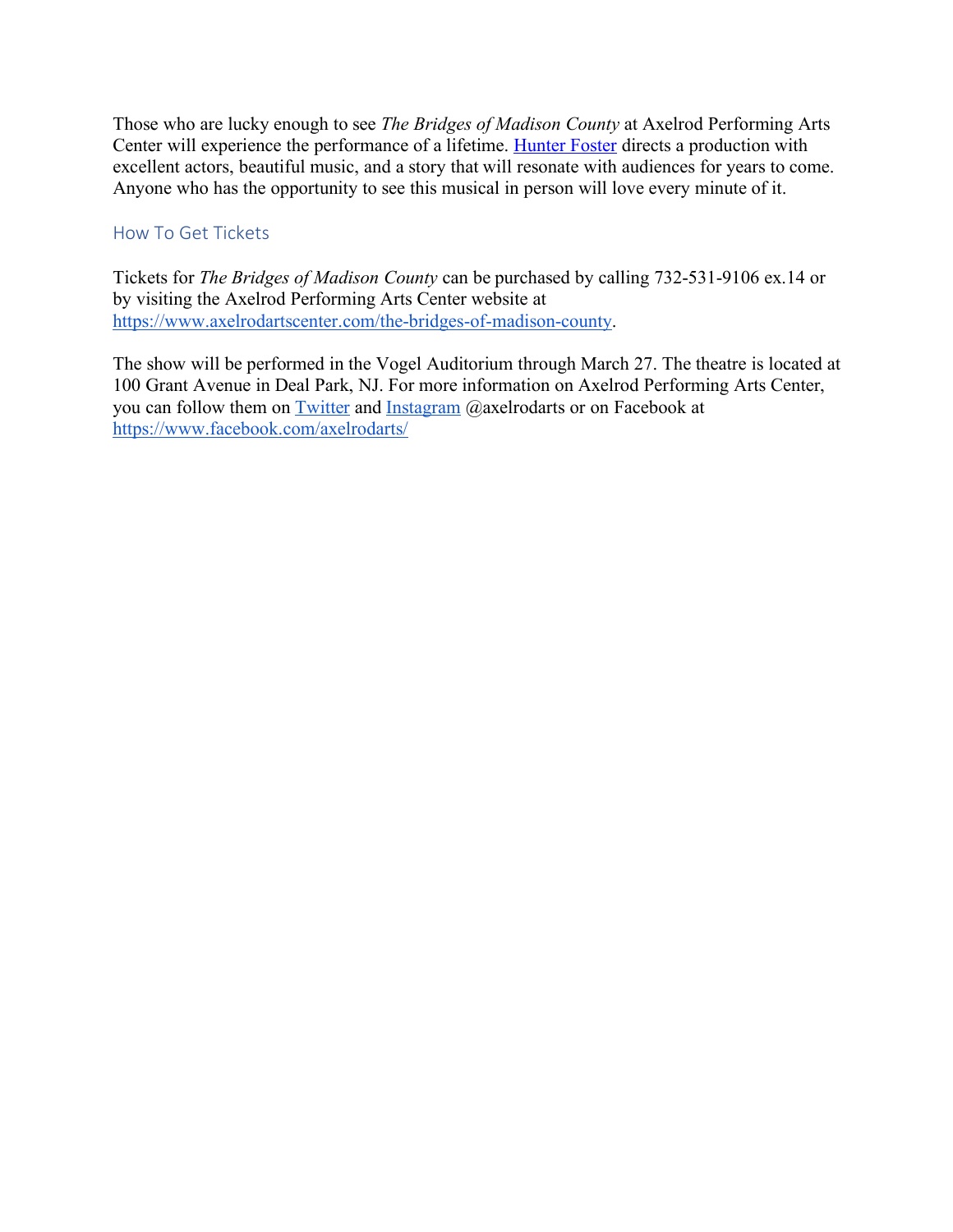Those who are lucky enough to see *The Bridges of Madison County* at Axelrod Performing Arts Center will experience the performance of a lifetime. Hunter Foster directs a production with excellent actors, beautiful music, and a story that will resonate with audiences for years to come. Anyone who has the opportunity to see this musical in person will love every minute of it.

## How To Get Tickets

Tickets for *The Bridges of Madison County* can be purchased by calling 732-531-9106 ex.14 or by visiting the Axelrod Performing Arts Center website at https://www.axelrodartscenter.com/the-bridges-of-madison-county.

The show will be performed in the Vogel Auditorium through March 27. The theatre is located at 100 Grant Avenue in Deal Park, NJ. For more information on Axelrod Performing Arts Center, you can follow them on Twitter and Instagram @axelrodarts or on Facebook at https://www.facebook.com/axelrodarts/